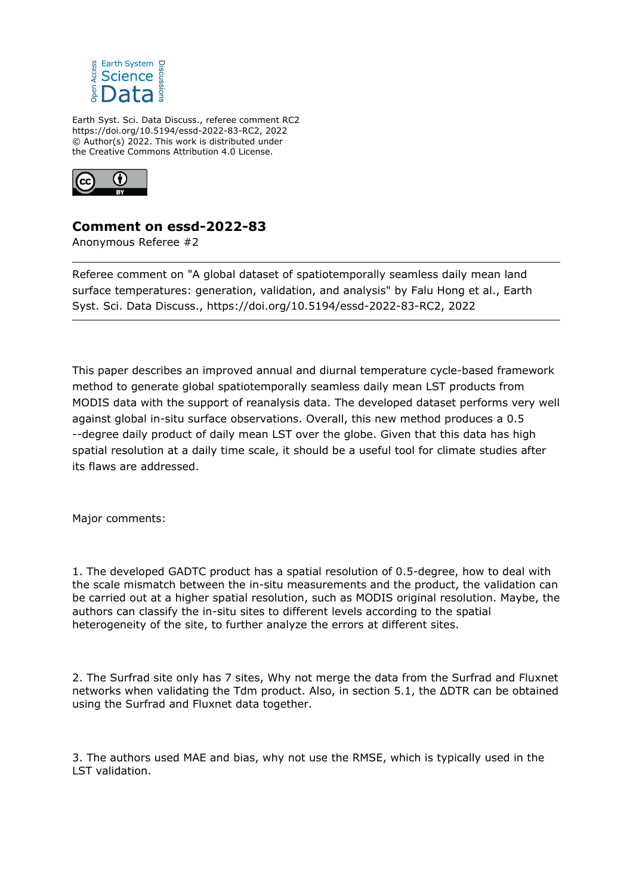Earth Syst. Sci. Data Discuss., referee comment RC2
https://doi.org/10.5194/essd-2022-83-RC2, 2022
© Author(s) 2022. This work is distributed under
the Creative Commons Attribution 4.0 License.

## Comment on essd-2022-83

Anonymous Referee #2

---

Referee comment on "A global dataset of spatiotemporally seamless daily mean land surface temperatures: generation, validation, and analysis" by Falu Hong et al., Earth Syst. Sci. Data Discuss., https://doi.org/10.5194/essd-2022-83-RC2, 2022

---

This paper describes an improved annual and diurnal temperature cycle-based framework method to generate global spatiotemporally seamless daily mean LST products from MODIS data with the support of reanalysis data. The developed dataset performs very well against global in-situ surface observations. Overall, this new method produces a 0.5 --degree daily product of daily mean LST over the globe. Given that this data has high spatial resolution at a daily time scale, it should be a useful tool for climate studies after its flaws are addressed.

Major comments:

1. The developed GADTC product has a spatial resolution of 0.5-degree, how to deal with the scale mismatch between the in-situ measurements and the product, the validation can be carried out at a higher spatial resolution, such as MODIS original resolution. Maybe, the authors can classify the in-situ sites to different levels according to the spatial heterogeneity of the site, to further analyze the errors at different sites.

2. The Surfrad site only has 7 sites, Why not merge the data from the Surfrad and Fluxnet networks when validating the Tdm product. Also, in section 5.1, the ΔDTR can be obtained using the Surfrad and Fluxnet data together.

3. The authors used MAE and bias, why not use the RMSE, which is typically used in the LST validation.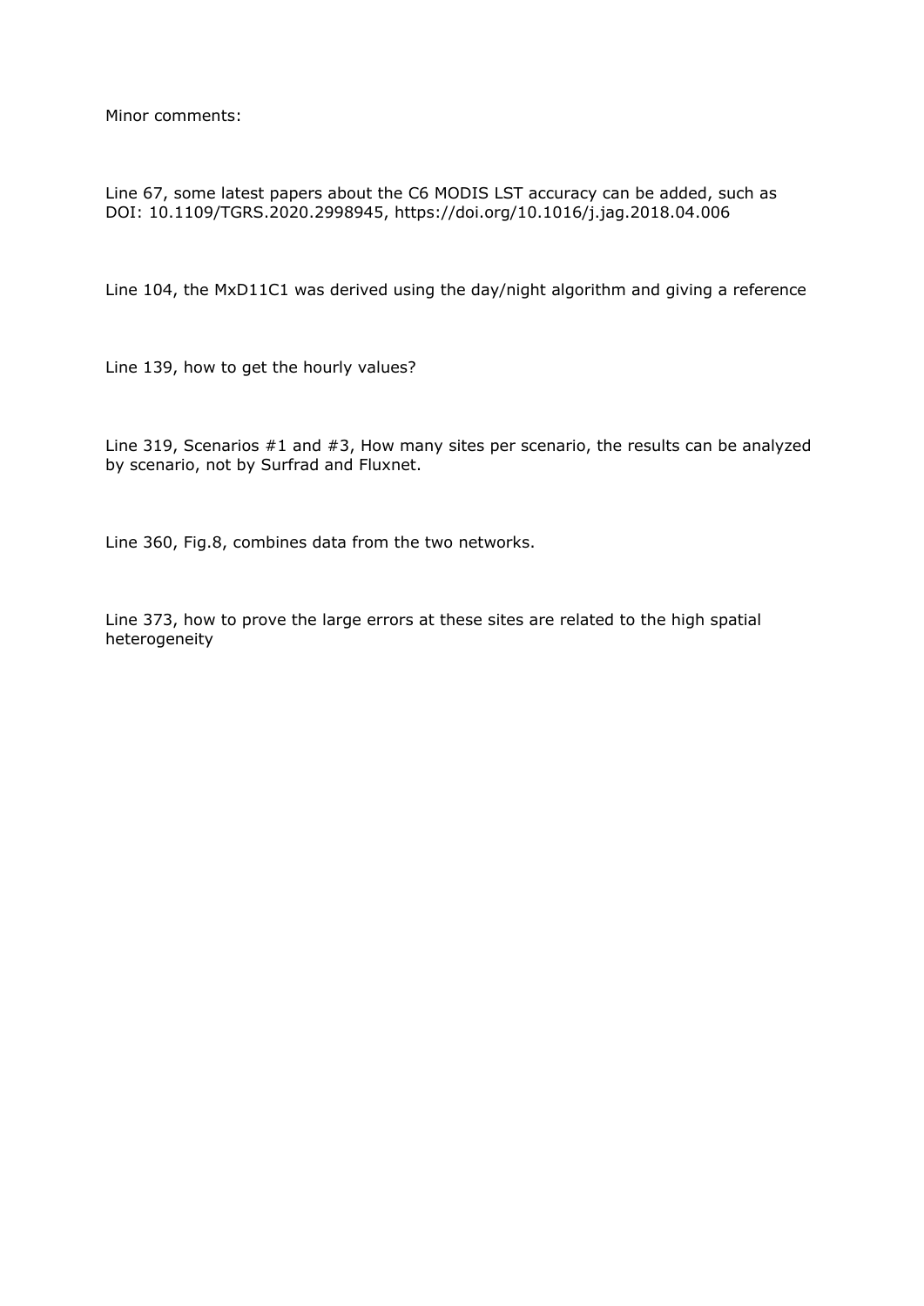Minor comments:

Line 67, some latest papers about the C6 MODIS LST accuracy can be added, such as DOI: 10.1109/TGRS.2020.2998945, https://doi.org/10.1016/j.jag.2018.04.006

Line 104, the MxD11C1 was derived using the day/night algorithm and giving a reference

Line 139, how to get the hourly values?

Line 319, Scenarios #1 and #3, How many sites per scenario, the results can be analyzed by scenario, not by Surfrad and Fluxnet.

Line 360, Fig.8, combines data from the two networks.

Line 373, how to prove the large errors at these sites are related to the high spatial heterogeneity